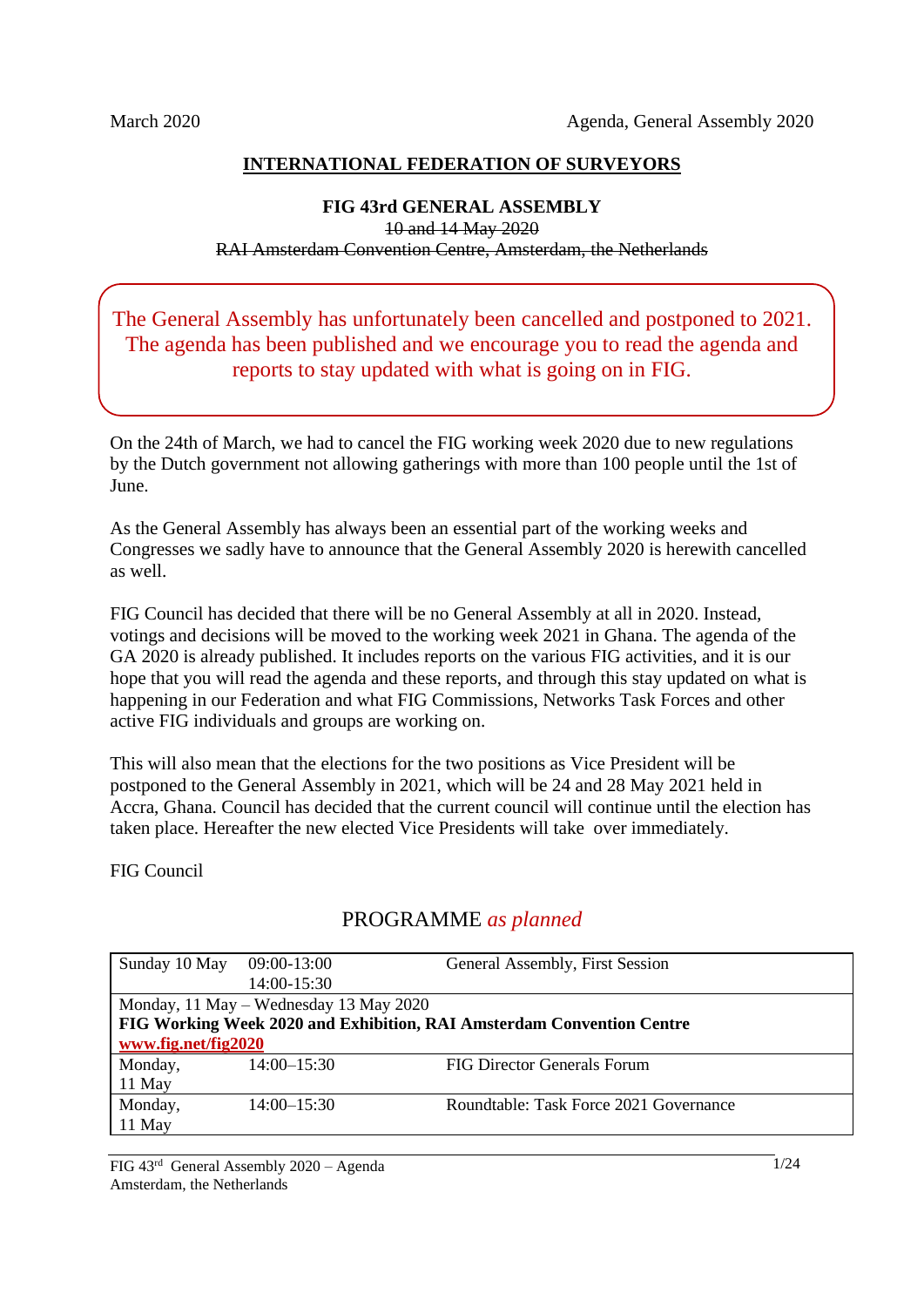March 2020 Agenda, General Assembly 2020

**INTERNATIONAL FEDERATION OF SURVEYORS**

**FIG 43rd GENERAL ASSEMBLY**

~~10 and 14 May 2020~~

~~RAI Amsterdam Convention Centre, Amsterdam, the Netherlands~~

> The General Assembly has unfortunately been cancelled and postponed to 2021. The agenda has been published and we encourage you to read the agenda and reports to stay updated with what is going on in FIG.

On the 24th of March, we had to cancel the FIG working week 2020 due to new regulations by the Dutch government not allowing gatherings with more than 100 people until the 1st of June.

As the General Assembly has always been an essential part of the working weeks and Congresses we sadly have to announce that the General Assembly 2020 is herewith cancelled as well.

FIG Council has decided that there will be no General Assembly at all in 2020. Instead, votings and decisions will be moved to the working week 2021 in Ghana. The agenda of the GA 2020 is already published. It includes reports on the various FIG activities, and it is our hope that you will read the agenda and these reports, and through this stay updated on what is happening in our Federation and what FIG Commissions, Networks Task Forces and other active FIG individuals and groups are working on.

This will also mean that the elections for the two positions as Vice President will be postponed to the General Assembly in 2021, which will be 24 and 28 May 2021 held in Accra, Ghana. Council has decided that the current council will continue until the election has taken place. Hereafter the new elected Vice Presidents will take over immediately.

FIG Council

## PROGRAMME *as planned*

| | | |
|---|---|---|
| Sunday 10 May | 09:00-13:00<br>14:00-15:30 | General Assembly, First Session |
| Monday, 11 May – Wednesday 13 May 2020<br>**FIG Working Week 2020 and Exhibition, RAI Amsterdam Convention Centre**<br>**www.fig.net/fig2020** | | |
| Monday, 11 May | 14:00–15:30 | FIG Director Generals Forum |
| Monday, 11 May | 14:00–15:30 | Roundtable: Task Force 2021 Governance |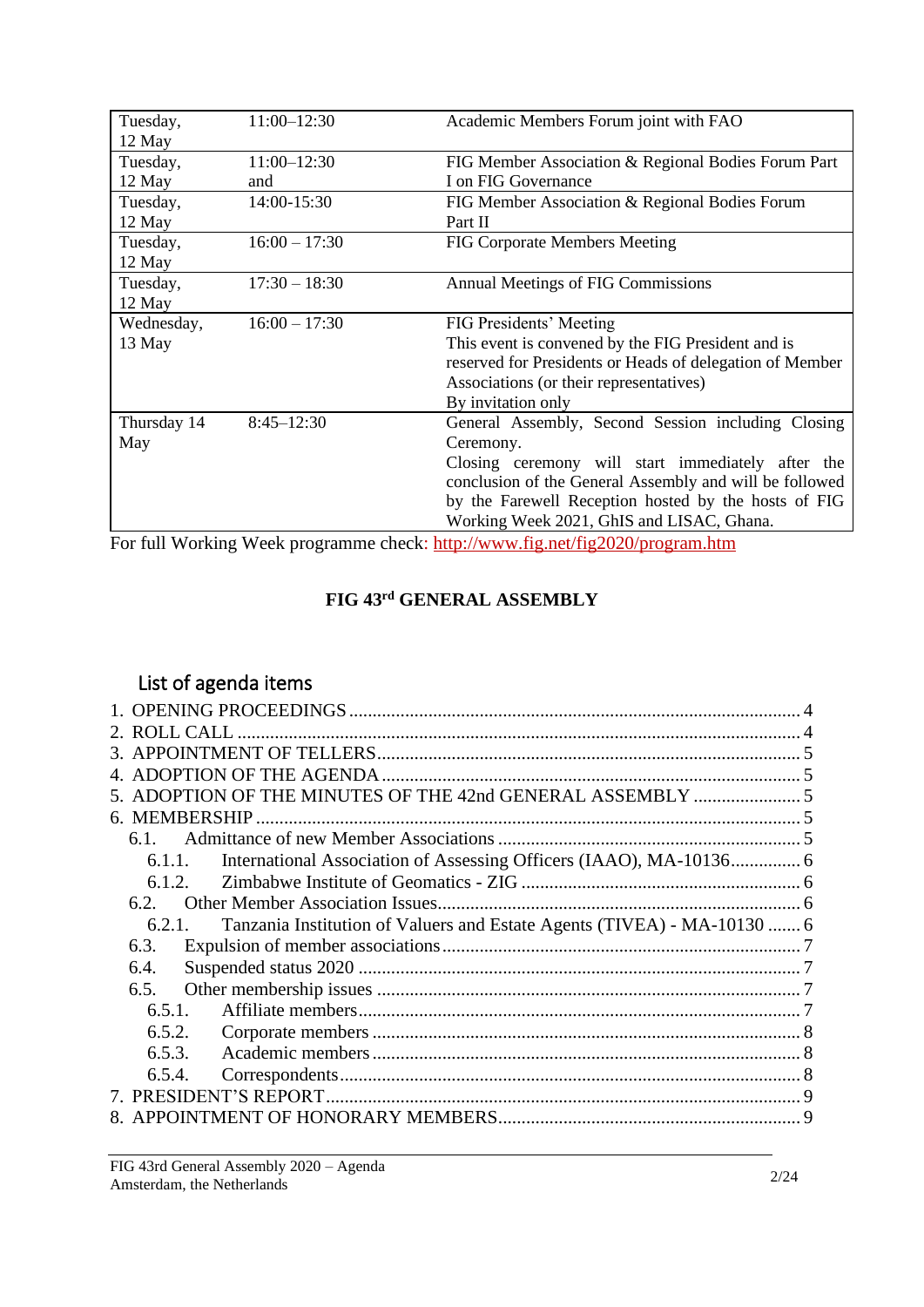| | | |
|---|---|---|
| Tuesday, 12 May | 11:00–12:30 | Academic Members Forum joint with FAO |
| Tuesday, 12 May | 11:00–12:30 and | FIG Member Association & Regional Bodies Forum Part I on FIG Governance |
| Tuesday, 12 May | 14:00-15:30 | FIG Member Association & Regional Bodies Forum Part II |
| Tuesday, 12 May | 16:00 – 17:30 | FIG Corporate Members Meeting |
| Tuesday, 12 May | 17:30 – 18:30 | Annual Meetings of FIG Commissions |
| Wednesday, 13 May | 16:00 – 17:30 | FIG Presidents' Meeting<br>This event is convened by the FIG President and is reserved for Presidents or Heads of delegation of Member Associations (or their representatives)<br>By invitation only |
| Thursday 14 May | 8:45–12:30 | General Assembly, Second Session including Closing Ceremony.<br>Closing ceremony will start immediately after the conclusion of the General Assembly and will be followed by the Farewell Reception hosted by the hosts of FIG Working Week 2021, GhIS and LISAC, Ghana. |

For full Working Week programme check: http://www.fig.net/fig2020/program.htm

## FIG 43rd GENERAL ASSEMBLY

### List of agenda items

1. OPENING PROCEEDINGS ..... 4
2. ROLL CALL ..... 4
3. APPOINTMENT OF TELLERS ..... 5
4. ADOPTION OF THE AGENDA ..... 5
5. ADOPTION OF THE MINUTES OF THE 42nd GENERAL ASSEMBLY ..... 5
6. MEMBERSHIP ..... 5
   - 6.1. Admittance of new Member Associations ..... 5
     - 6.1.1. International Association of Assessing Officers (IAAO), MA-10136 ..... 6
     - 6.1.2. Zimbabwe Institute of Geomatics - ZIG ..... 6
   - 6.2. Other Member Association Issues ..... 6
     - 6.2.1. Tanzania Institution of Valuers and Estate Agents (TIVEA) - MA-10130 ..... 6
   - 6.3. Expulsion of member associations ..... 7
   - 6.4. Suspended status 2020 ..... 7
   - 6.5. Other membership issues ..... 7
     - 6.5.1. Affiliate members ..... 7
     - 6.5.2. Corporate members ..... 8
     - 6.5.3. Academic members ..... 8
     - 6.5.4. Correspondents ..... 8
7. PRESIDENT'S REPORT ..... 9
8. APPOINTMENT OF HONORARY MEMBERS ..... 9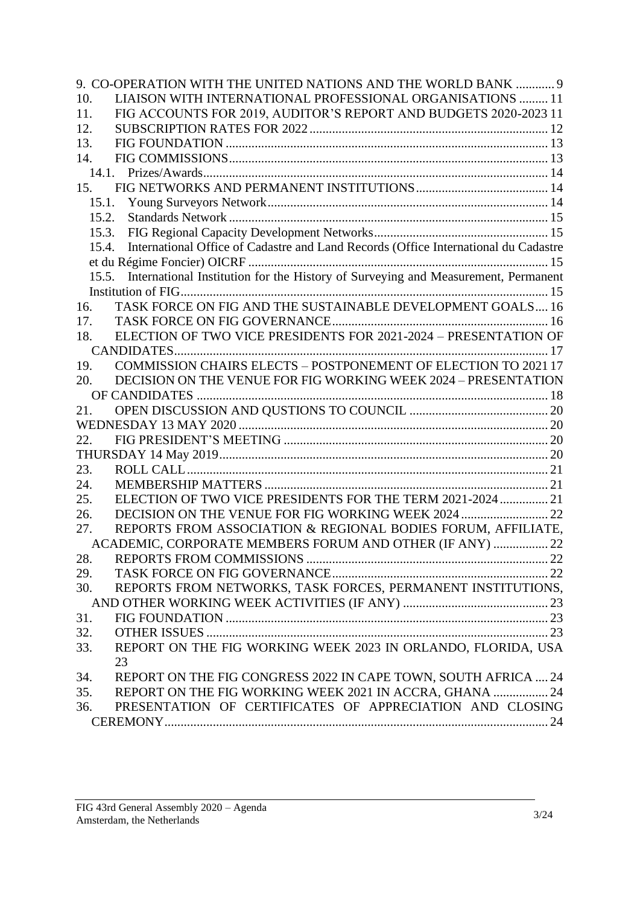9. CO-OPERATION WITH THE UNITED NATIONS AND THE WORLD BANK ............ 9
10. LIAISON WITH INTERNATIONAL PROFESSIONAL ORGANISATIONS ......... 11
11. FIG ACCOUNTS FOR 2019, AUDITOR'S REPORT AND BUDGETS 2020-2023 11
12. SUBSCRIPTION RATES FOR 2022 ........................................................................ 12
13. FIG FOUNDATION .................................................................................................. 13
14. FIG COMMISSIONS.................................................................................................. 13
14.1. Prizes/Awards.......................................................................................................... 14
15. FIG NETWORKS AND PERMANENT INSTITUTIONS......................................... 14
15.1. Young Surveyors Network...................................................................................... 14
15.2. Standards Network .................................................................................................. 15
15.3. FIG Regional Capacity Development Networks...................................................... 15
15.4. International Office of Cadastre and Land Records (Office International du Cadastre et du Régime Foncier) OICRF ............................................................................................ 15
15.5. International Institution for the History of Surveying and Measurement, Permanent Institution of FIG.................................................................................................................. 15
16. TASK FORCE ON FIG AND THE SUSTAINABLE DEVELOPMENT GOALS.... 16
17. TASK FORCE ON FIG GOVERNANCE.................................................................. 16
18. ELECTION OF TWO VICE PRESIDENTS FOR 2021-2024 – PRESENTATION OF CANDIDATES................................................................................................................... 17
19. COMMISSION CHAIRS ELECTS – POSTPONEMENT OF ELECTION TO 2021 17
20. DECISION ON THE VENUE FOR FIG WORKING WEEK 2024 – PRESENTATION OF CANDIDATES ............................................................................................................ 18
21. OPEN DISCUSSION AND QUSTIONS TO COUNCIL ........................................... 20
WEDNESDAY 13 MAY 2020 .............................................................................................. 20
22. FIG PRESIDENT'S MEETING ................................................................................. 20
THURSDAY 14 May 2019..................................................................................................... 20
23. ROLL CALL................................................................................................................ 21
24. MEMBERSHIP MATTERS ....................................................................................... 21
25. ELECTION OF TWO VICE PRESIDENTS FOR THE TERM 2021-2024 ............... 21
26. DECISION ON THE VENUE FOR FIG WORKING WEEK 2024 ........................... 22
27. REPORTS FROM ASSOCIATION & REGIONAL BODIES FORUM, AFFILIATE, ACADEMIC, CORPORATE MEMBERS FORUM AND OTHER (IF ANY) ................. 22
28. REPORTS FROM COMMISSIONS ........................................................................... 22
29. TASK FORCE ON FIG GOVERNANCE................................................................... 22
30. REPORTS FROM NETWORKS, TASK FORCES, PERMANENT INSTITUTIONS, AND OTHER WORKING WEEK ACTIVITIES (IF ANY) ............................................. 23
31. FIG FOUNDATION ................................................................................................... 23
32. OTHER ISSUES .......................................................................................................... 23
33. REPORT ON THE FIG WORKING WEEK 2023 IN ORLANDO, FLORIDA, USA 23
34. REPORT ON THE FIG CONGRESS 2022 IN CAPE TOWN, SOUTH AFRICA .... 24
35. REPORT ON THE FIG WORKING WEEK 2021 IN ACCRA, GHANA ................. 24
36. PRESENTATION OF CERTIFICATES OF APPRECIATION AND CLOSING CEREMONY....................................................................................................................... 24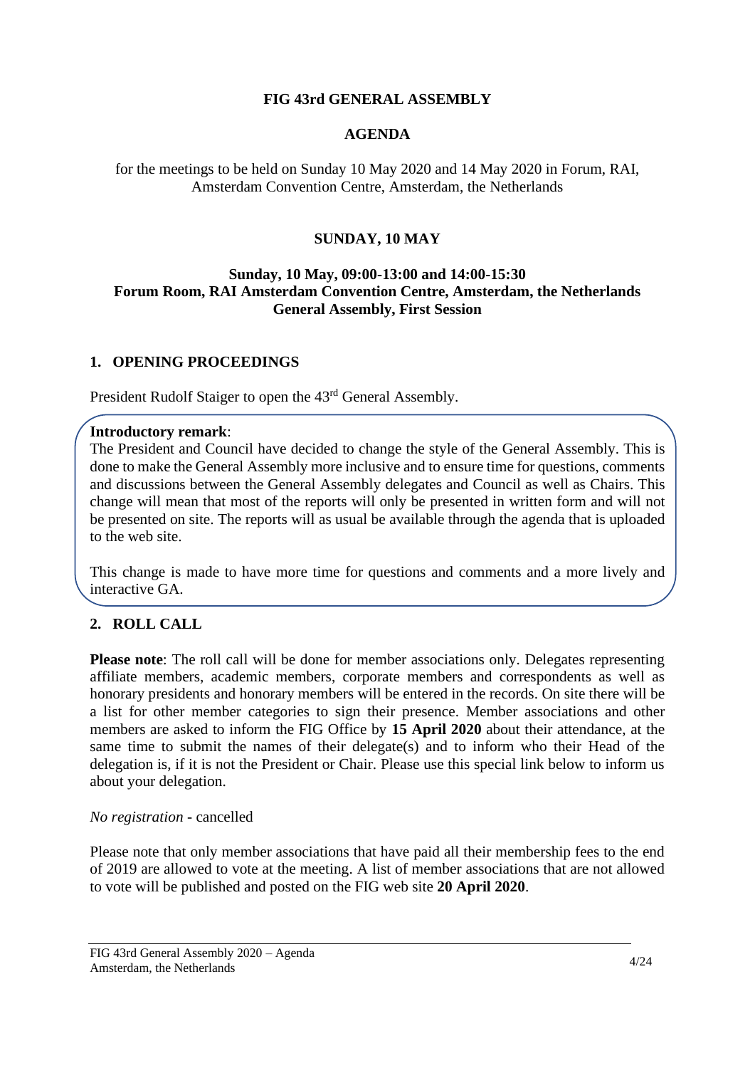**FIG 43rd GENERAL ASSEMBLY**

**AGENDA**

for the meetings to be held on Sunday 10 May 2020 and 14 May 2020 in Forum, RAI, Amsterdam Convention Centre, Amsterdam, the Netherlands

## SUNDAY, 10 MAY

**Sunday, 10 May, 09:00-13:00 and 14:00-15:30**
**Forum Room, RAI Amsterdam Convention Centre, Amsterdam, the Netherlands**
**General Assembly, First Session**

## 1. OPENING PROCEEDINGS

President Rudolf Staiger to open the 43rd General Assembly.

**Introductory remark**:
The President and Council have decided to change the style of the General Assembly. This is done to make the General Assembly more inclusive and to ensure time for questions, comments and discussions between the General Assembly delegates and Council as well as Chairs. This change will mean that most of the reports will only be presented in written form and will not be presented on site. The reports will as usual be available through the agenda that is uploaded to the web site.

This change is made to have more time for questions and comments and a more lively and interactive GA.

## 2. ROLL CALL

**Please note**: The roll call will be done for member associations only. Delegates representing affiliate members, academic members, corporate members and correspondents as well as honorary presidents and honorary members will be entered in the records. On site there will be a list for other member categories to sign their presence. Member associations and other members are asked to inform the FIG Office by **15 April 2020** about their attendance, at the same time to submit the names of their delegate(s) and to inform who their Head of the delegation is, if it is not the President or Chair. Please use this special link below to inform us about your delegation.

*No registration* - cancelled

Please note that only member associations that have paid all their membership fees to the end of 2019 are allowed to vote at the meeting. A list of member associations that are not allowed to vote will be published and posted on the FIG web site **20 April 2020**.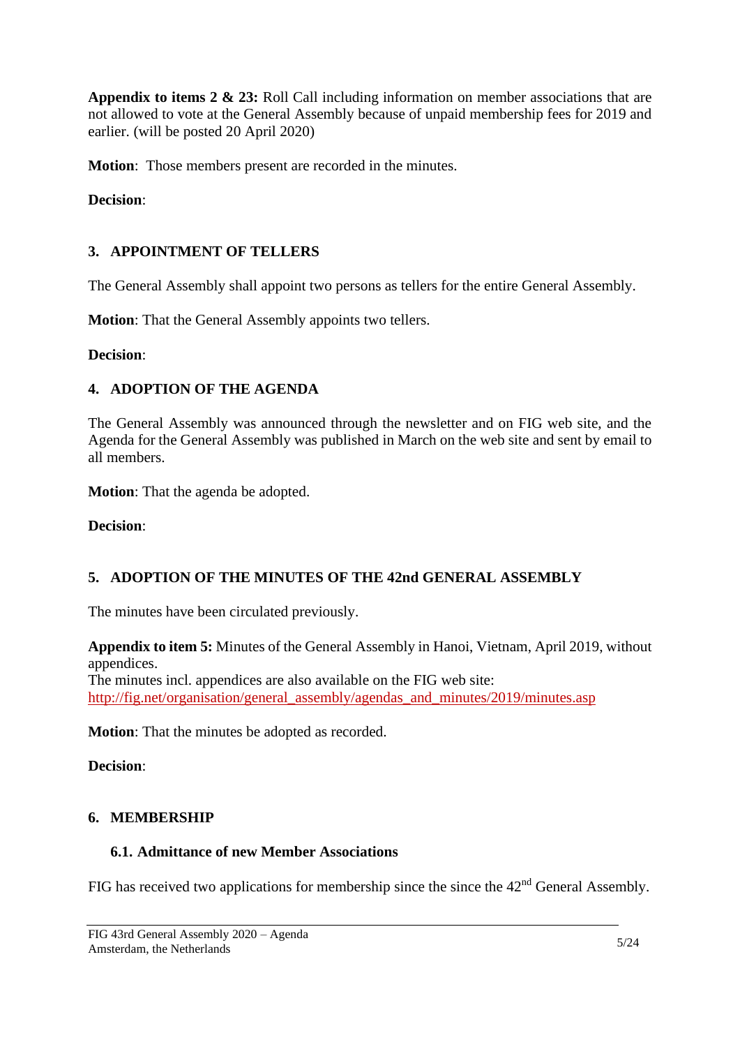**Appendix to items 2 & 23:** Roll Call including information on member associations that are not allowed to vote at the General Assembly because of unpaid membership fees for 2019 and earlier. (will be posted 20 April 2020)

**Motion**: Those members present are recorded in the minutes.

**Decision**:

## 3. APPOINTMENT OF TELLERS

The General Assembly shall appoint two persons as tellers for the entire General Assembly.

**Motion**: That the General Assembly appoints two tellers.

**Decision**:

## 4. ADOPTION OF THE AGENDA

The General Assembly was announced through the newsletter and on FIG web site, and the Agenda for the General Assembly was published in March on the web site and sent by email to all members.

**Motion**: That the agenda be adopted.

**Decision**:

## 5. ADOPTION OF THE MINUTES OF THE 42nd GENERAL ASSEMBLY

The minutes have been circulated previously.

**Appendix to item 5:** Minutes of the General Assembly in Hanoi, Vietnam, April 2019, without appendices.
The minutes incl. appendices are also available on the FIG web site:
http://fig.net/organisation/general_assembly/agendas_and_minutes/2019/minutes.asp

**Motion**: That the minutes be adopted as recorded.

**Decision**:

## 6. MEMBERSHIP

### 6.1. Admittance of new Member Associations

FIG has received two applications for membership since the since the 42nd General Assembly.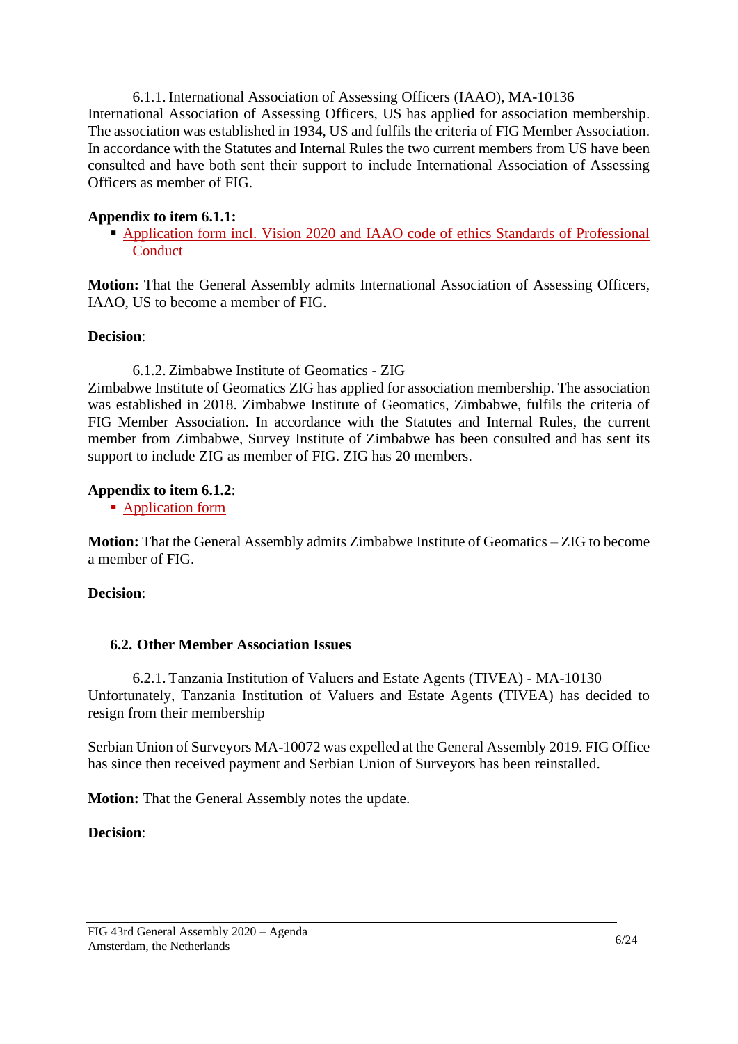6.1.1. International Association of Assessing Officers (IAAO), MA-10136

International Association of Assessing Officers, US has applied for association membership. The association was established in 1934, US and fulfils the criteria of FIG Member Association. In accordance with the Statutes and Internal Rules the two current members from US have been consulted and have both sent their support to include International Association of Assessing Officers as member of FIG.

**Appendix to item 6.1.1:**

- Application form incl. Vision 2020 and IAAO code of ethics Standards of Professional Conduct

**Motion:** That the General Assembly admits International Association of Assessing Officers, IAAO, US to become a member of FIG.

**Decision**:

6.1.2. Zimbabwe Institute of Geomatics - ZIG

Zimbabwe Institute of Geomatics ZIG has applied for association membership. The association was established in 2018. Zimbabwe Institute of Geomatics, Zimbabwe, fulfils the criteria of FIG Member Association. In accordance with the Statutes and Internal Rules, the current member from Zimbabwe, Survey Institute of Zimbabwe has been consulted and has sent its support to include ZIG as member of FIG. ZIG has 20 members.

**Appendix to item 6.1.2**:

- Application form

**Motion:** That the General Assembly admits Zimbabwe Institute of Geomatics – ZIG to become a member of FIG.

**Decision**:

### 6.2. Other Member Association Issues

6.2.1. Tanzania Institution of Valuers and Estate Agents (TIVEA) - MA-10130

Unfortunately, Tanzania Institution of Valuers and Estate Agents (TIVEA) has decided to resign from their membership

Serbian Union of Surveyors MA-10072 was expelled at the General Assembly 2019. FIG Office has since then received payment and Serbian Union of Surveyors has been reinstalled.

**Motion:** That the General Assembly notes the update.

**Decision**: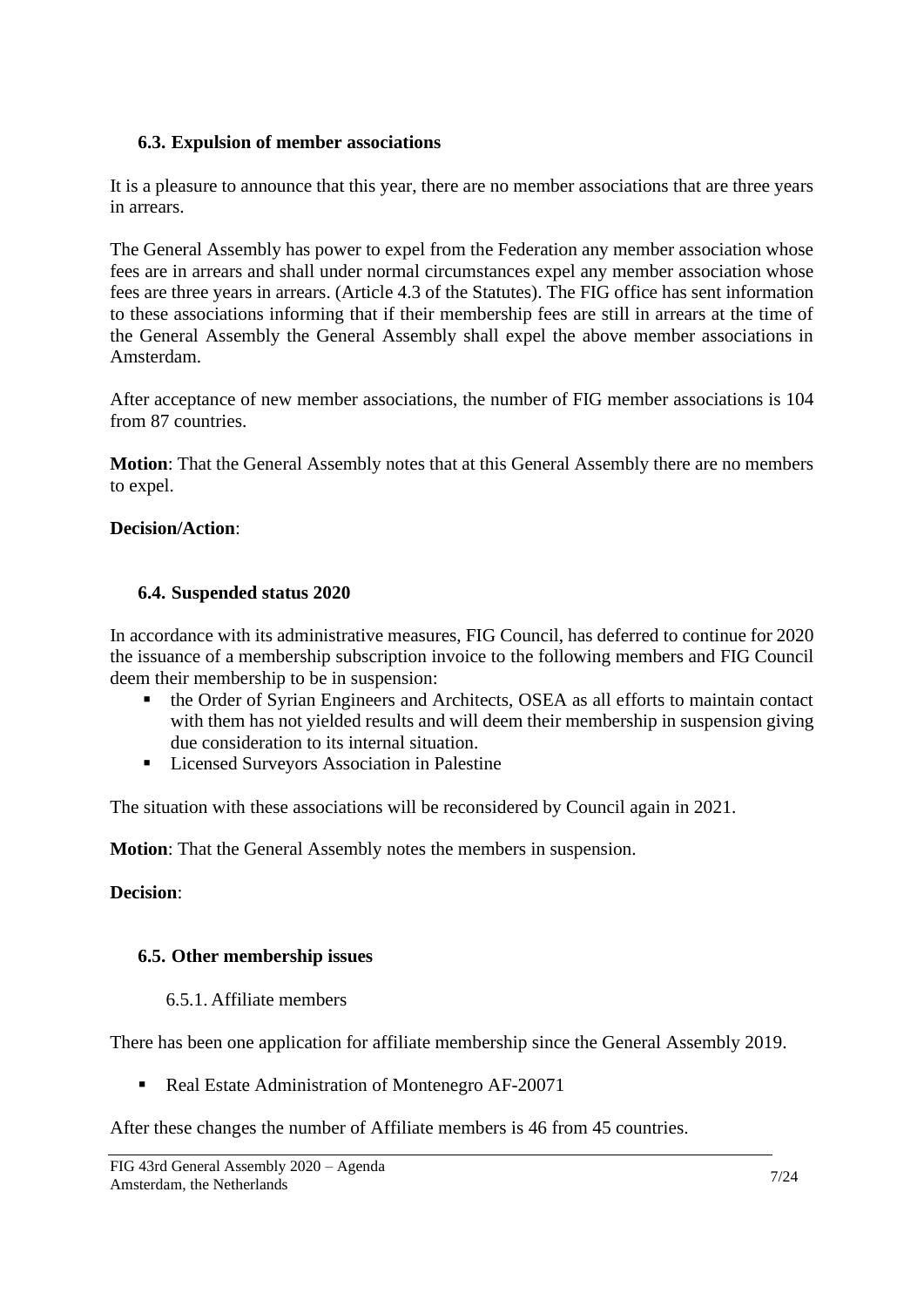### 6.3. Expulsion of member associations

It is a pleasure to announce that this year, there are no member associations that are three years in arrears.

The General Assembly has power to expel from the Federation any member association whose fees are in arrears and shall under normal circumstances expel any member association whose fees are three years in arrears. (Article 4.3 of the Statutes). The FIG office has sent information to these associations informing that if their membership fees are still in arrears at the time of the General Assembly the General Assembly shall expel the above member associations in Amsterdam.

After acceptance of new member associations, the number of FIG member associations is 104 from 87 countries.

**Motion**: That the General Assembly notes that at this General Assembly there are no members to expel.

**Decision/Action**:

### 6.4. Suspended status 2020

In accordance with its administrative measures, FIG Council, has deferred to continue for 2020 the issuance of a membership subscription invoice to the following members and FIG Council deem their membership to be in suspension:

- the Order of Syrian Engineers and Architects, OSEA as all efforts to maintain contact with them has not yielded results and will deem their membership in suspension giving due consideration to its internal situation.
- Licensed Surveyors Association in Palestine

The situation with these associations will be reconsidered by Council again in 2021.

**Motion**: That the General Assembly notes the members in suspension.

**Decision**:

### 6.5. Other membership issues

#### 6.5.1. Affiliate members

There has been one application for affiliate membership since the General Assembly 2019.

- Real Estate Administration of Montenegro AF-20071

After these changes the number of Affiliate members is 46 from 45 countries.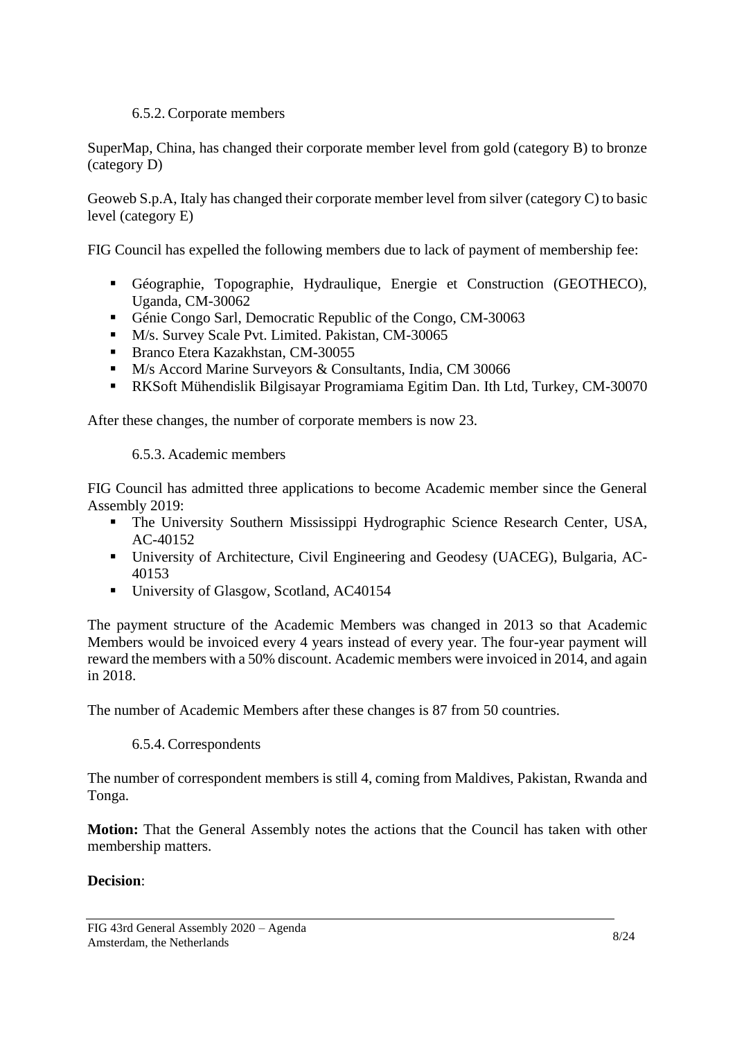### 6.5.2. Corporate members

SuperMap, China, has changed their corporate member level from gold (category B) to bronze (category D)

Geoweb S.p.A, Italy has changed their corporate member level from silver (category C) to basic level (category E)

FIG Council has expelled the following members due to lack of payment of membership fee:

- Géographie, Topographie, Hydraulique, Energie et Construction (GEOTHECO), Uganda, CM-30062
- Génie Congo Sarl, Democratic Republic of the Congo, CM-30063
- M/s. Survey Scale Pvt. Limited. Pakistan, CM-30065
- Branco Etera Kazakhstan, CM-30055
- M/s Accord Marine Surveyors & Consultants, India, CM 30066
- RKSoft Mühendislik Bilgisayar Programiama Egitim Dan. Ith Ltd, Turkey, CM-30070

After these changes, the number of corporate members is now 23.

### 6.5.3. Academic members

FIG Council has admitted three applications to become Academic member since the General Assembly 2019:

- The University Southern Mississippi Hydrographic Science Research Center, USA, AC-40152
- University of Architecture, Civil Engineering and Geodesy (UACEG), Bulgaria, AC-40153
- University of Glasgow, Scotland, AC40154

The payment structure of the Academic Members was changed in 2013 so that Academic Members would be invoiced every 4 years instead of every year. The four-year payment will reward the members with a 50% discount. Academic members were invoiced in 2014, and again in 2018.

The number of Academic Members after these changes is 87 from 50 countries.

### 6.5.4. Correspondents

The number of correspondent members is still 4, coming from Maldives, Pakistan, Rwanda and Tonga.

**Motion:** That the General Assembly notes the actions that the Council has taken with other membership matters.

**Decision**: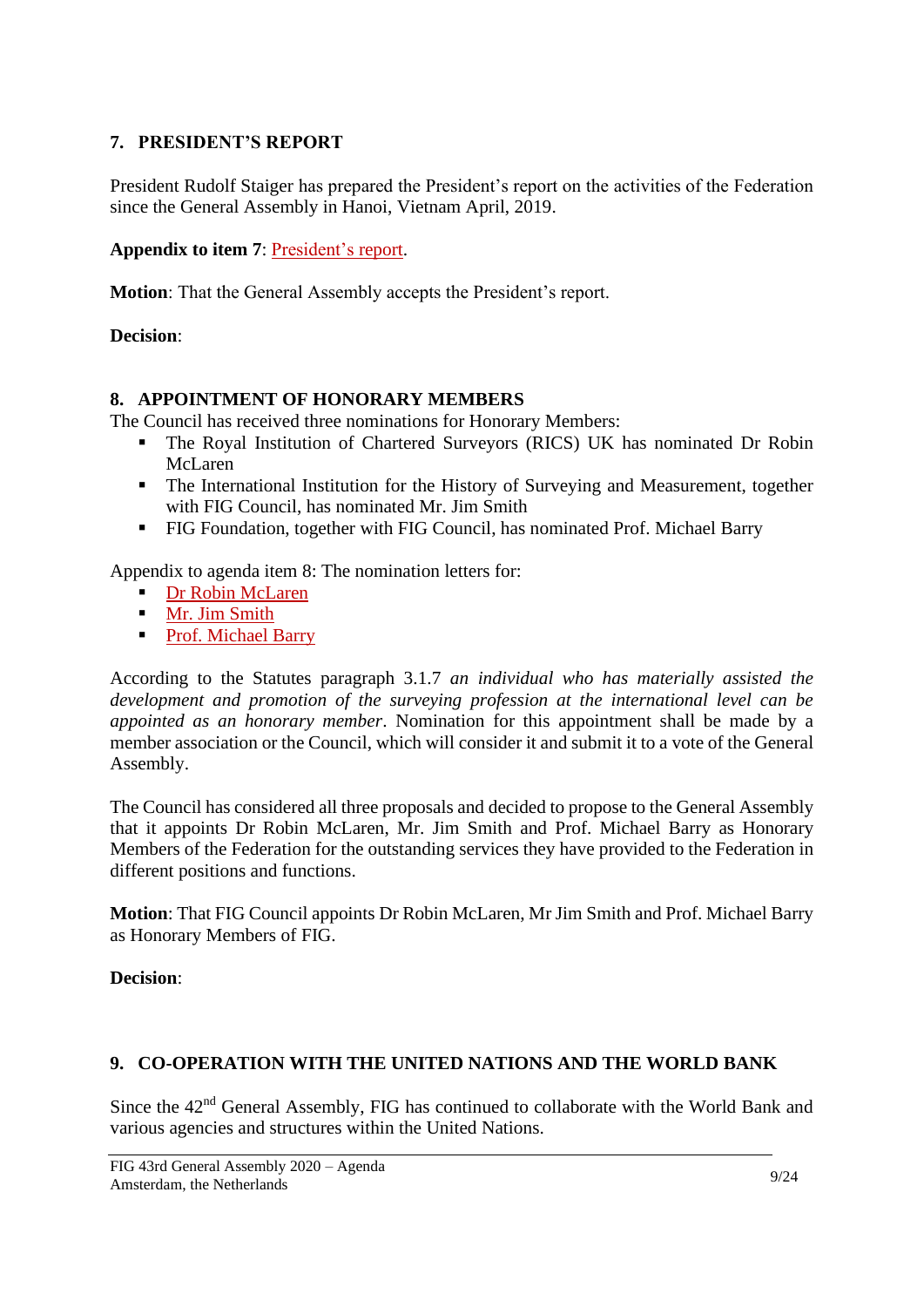## 7. PRESIDENT'S REPORT

President Rudolf Staiger has prepared the President's report on the activities of the Federation since the General Assembly in Hanoi, Vietnam April, 2019.

**Appendix to item 7**: President's report.

**Motion**: That the General Assembly accepts the President's report.

**Decision**:

## 8. APPOINTMENT OF HONORARY MEMBERS

The Council has received three nominations for Honorary Members:

- The Royal Institution of Chartered Surveyors (RICS) UK has nominated Dr Robin McLaren
- The International Institution for the History of Surveying and Measurement, together with FIG Council, has nominated Mr. Jim Smith
- FIG Foundation, together with FIG Council, has nominated Prof. Michael Barry

Appendix to agenda item 8: The nomination letters for:

- Dr Robin McLaren
- Mr. Jim Smith
- Prof. Michael Barry

According to the Statutes paragraph 3.1.7 *an individual who has materially assisted the development and promotion of the surveying profession at the international level can be appointed as an honorary member*. Nomination for this appointment shall be made by a member association or the Council, which will consider it and submit it to a vote of the General Assembly.

The Council has considered all three proposals and decided to propose to the General Assembly that it appoints Dr Robin McLaren, Mr. Jim Smith and Prof. Michael Barry as Honorary Members of the Federation for the outstanding services they have provided to the Federation in different positions and functions.

**Motion**: That FIG Council appoints Dr Robin McLaren, Mr Jim Smith and Prof. Michael Barry as Honorary Members of FIG.

**Decision**:

## 9. CO-OPERATION WITH THE UNITED NATIONS AND THE WORLD BANK

Since the 42nd General Assembly, FIG has continued to collaborate with the World Bank and various agencies and structures within the United Nations.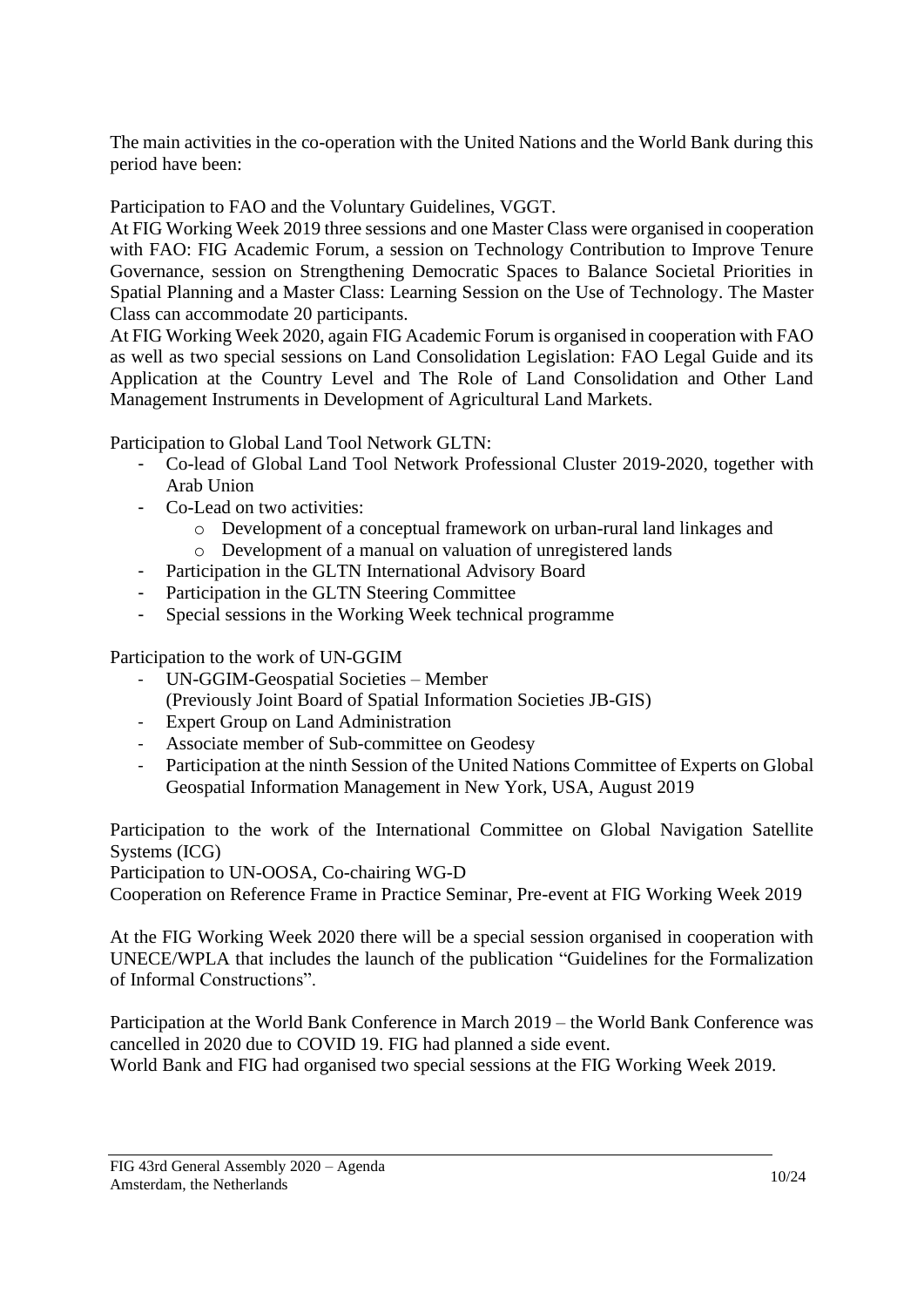The main activities in the co-operation with the United Nations and the World Bank during this period have been:

Participation to FAO and the Voluntary Guidelines, VGGT.
At FIG Working Week 2019 three sessions and one Master Class were organised in cooperation with FAO: FIG Academic Forum, a session on Technology Contribution to Improve Tenure Governance, session on Strengthening Democratic Spaces to Balance Societal Priorities in Spatial Planning and a Master Class: Learning Session on the Use of Technology. The Master Class can accommodate 20 participants.
At FIG Working Week 2020, again FIG Academic Forum is organised in cooperation with FAO as well as two special sessions on Land Consolidation Legislation: FAO Legal Guide and its Application at the Country Level and The Role of Land Consolidation and Other Land Management Instruments in Development of Agricultural Land Markets.

Participation to Global Land Tool Network GLTN:

- Co-lead of Global Land Tool Network Professional Cluster 2019-2020, together with Arab Union
- Co-Lead on two activities:
    - Development of a conceptual framework on urban-rural land linkages and
    - Development of a manual on valuation of unregistered lands
- Participation in the GLTN International Advisory Board
- Participation in the GLTN Steering Committee
- Special sessions in the Working Week technical programme

Participation to the work of UN-GGIM

- UN-GGIM-Geospatial Societies – Member
  (Previously Joint Board of Spatial Information Societies JB-GIS)
- Expert Group on Land Administration
- Associate member of Sub-committee on Geodesy
- Participation at the ninth Session of the United Nations Committee of Experts on Global Geospatial Information Management in New York, USA, August 2019

Participation to the work of the International Committee on Global Navigation Satellite Systems (ICG)
Participation to UN-OOSA, Co-chairing WG-D
Cooperation on Reference Frame in Practice Seminar, Pre-event at FIG Working Week 2019

At the FIG Working Week 2020 there will be a special session organised in cooperation with UNECE/WPLA that includes the launch of the publication "Guidelines for the Formalization of Informal Constructions".

Participation at the World Bank Conference in March 2019 – the World Bank Conference was cancelled in 2020 due to COVID 19. FIG had planned a side event.
World Bank and FIG had organised two special sessions at the FIG Working Week 2019.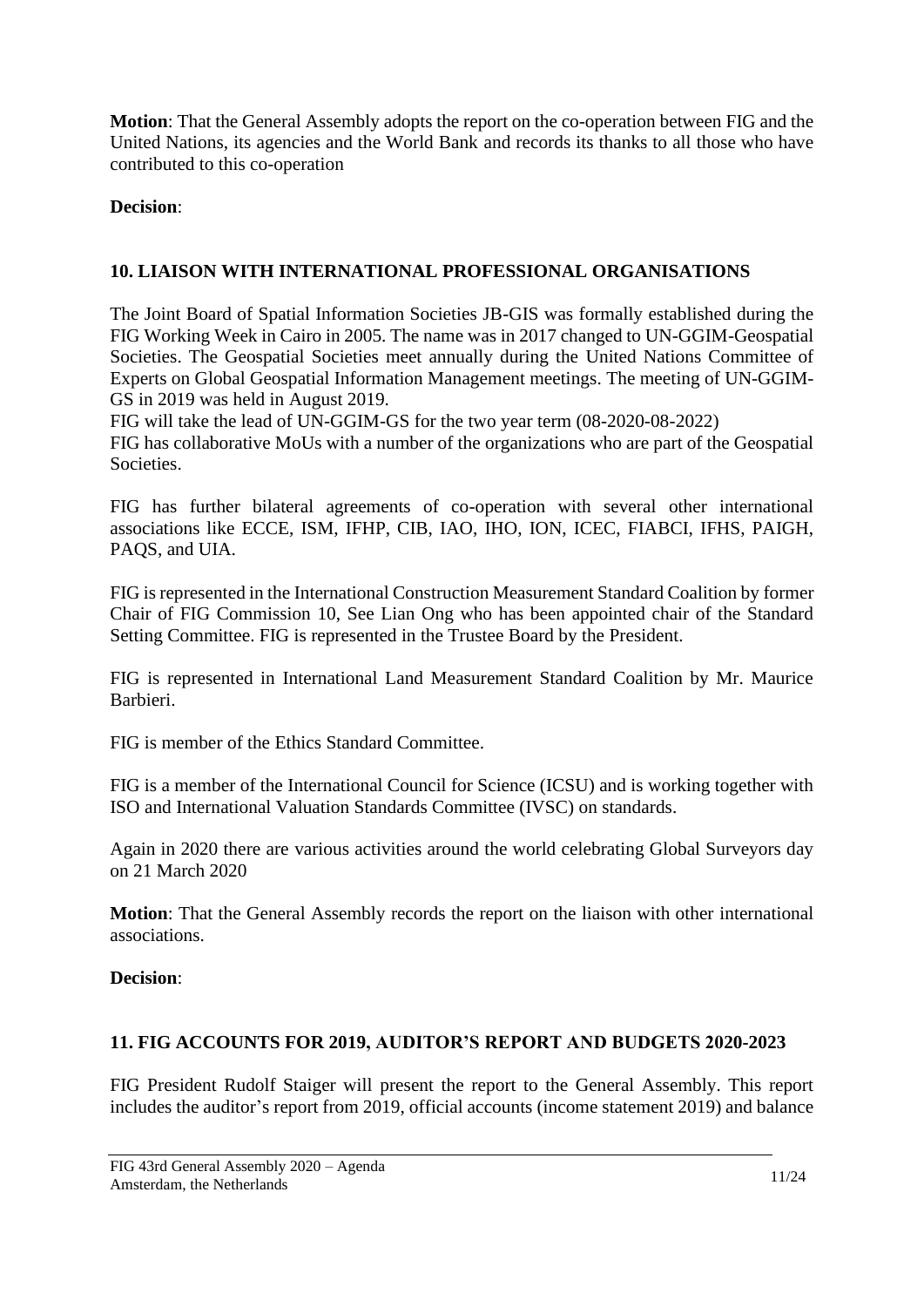**Motion**: That the General Assembly adopts the report on the co-operation between FIG and the United Nations, its agencies and the World Bank and records its thanks to all those who have contributed to this co-operation

**Decision**:

## 10. LIAISON WITH INTERNATIONAL PROFESSIONAL ORGANISATIONS

The Joint Board of Spatial Information Societies JB-GIS was formally established during the FIG Working Week in Cairo in 2005. The name was in 2017 changed to UN-GGIM-Geospatial Societies. The Geospatial Societies meet annually during the United Nations Committee of Experts on Global Geospatial Information Management meetings. The meeting of UN-GGIM-GS in 2019 was held in August 2019.
FIG will take the lead of UN-GGIM-GS for the two year term (08-2020-08-2022)
FIG has collaborative MoUs with a number of the organizations who are part of the Geospatial Societies.

FIG has further bilateral agreements of co-operation with several other international associations like ECCE, ISM, IFHP, CIB, IAO, IHO, ION, ICEC, FIABCI, IFHS, PAIGH, PAQS, and UIA.

FIG is represented in the International Construction Measurement Standard Coalition by former Chair of FIG Commission 10, See Lian Ong who has been appointed chair of the Standard Setting Committee. FIG is represented in the Trustee Board by the President.

FIG is represented in International Land Measurement Standard Coalition by Mr. Maurice Barbieri.

FIG is member of the Ethics Standard Committee.

FIG is a member of the International Council for Science (ICSU) and is working together with ISO and International Valuation Standards Committee (IVSC) on standards.

Again in 2020 there are various activities around the world celebrating Global Surveyors day on 21 March 2020

**Motion**: That the General Assembly records the report on the liaison with other international associations.

**Decision**:

## 11. FIG ACCOUNTS FOR 2019, AUDITOR'S REPORT AND BUDGETS 2020-2023

FIG President Rudolf Staiger will present the report to the General Assembly. This report includes the auditor's report from 2019, official accounts (income statement 2019) and balance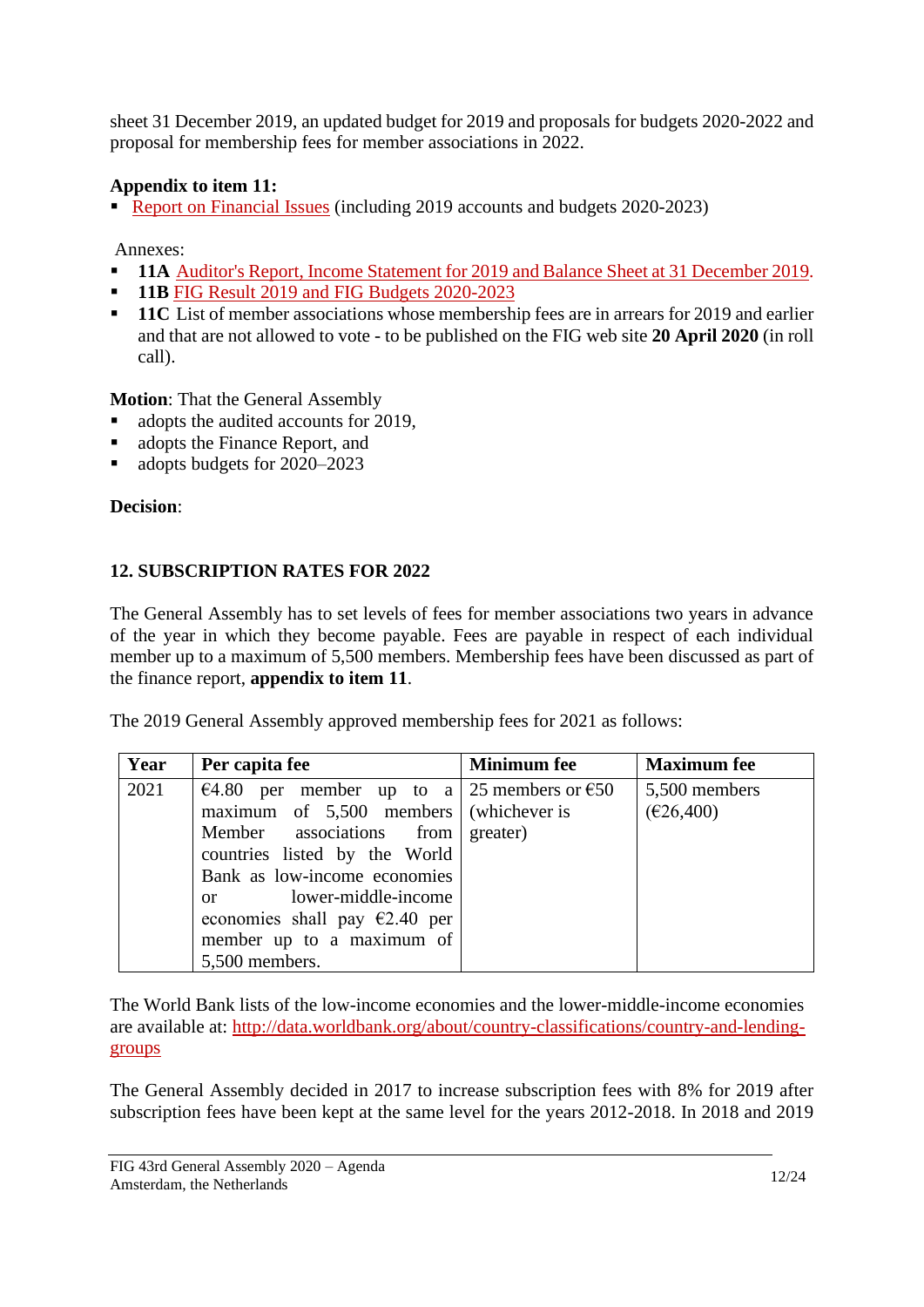sheet 31 December 2019, an updated budget for 2019 and proposals for budgets 2020-2022 and proposal for membership fees for member associations in 2022.

**Appendix to item 11:**

- Report on Financial Issues (including 2019 accounts and budgets 2020-2023)

Annexes:

- **11A** Auditor's Report, Income Statement for 2019 and Balance Sheet at 31 December 2019.
- **11B** FIG Result 2019 and FIG Budgets 2020-2023
- **11C** List of member associations whose membership fees are in arrears for 2019 and earlier and that are not allowed to vote - to be published on the FIG web site **20 April 2020** (in roll call).

**Motion**: That the General Assembly

- adopts the audited accounts for 2019,
- adopts the Finance Report, and
- adopts budgets for 2020–2023

**Decision**:

## 12. SUBSCRIPTION RATES FOR 2022

The General Assembly has to set levels of fees for member associations two years in advance of the year in which they become payable. Fees are payable in respect of each individual member up to a maximum of 5,500 members. Membership fees have been discussed as part of the finance report, **appendix to item 11**.

The 2019 General Assembly approved membership fees for 2021 as follows:

| Year | Per capita fee | Minimum fee | Maximum fee |
|---|---|---|---|
| 2021 | €4.80 per member up to a maximum of 5,500 members Member associations from countries listed by the World Bank as low-income economies or lower-middle-income economies shall pay €2.40 per member up to a maximum of 5,500 members. | 25 members or €50 (whichever is greater) | 5,500 members (€26,400) |

The World Bank lists of the low-income economies and the lower-middle-income economies are available at: http://data.worldbank.org/about/country-classifications/country-and-lending-groups

The General Assembly decided in 2017 to increase subscription fees with 8% for 2019 after subscription fees have been kept at the same level for the years 2012-2018. In 2018 and 2019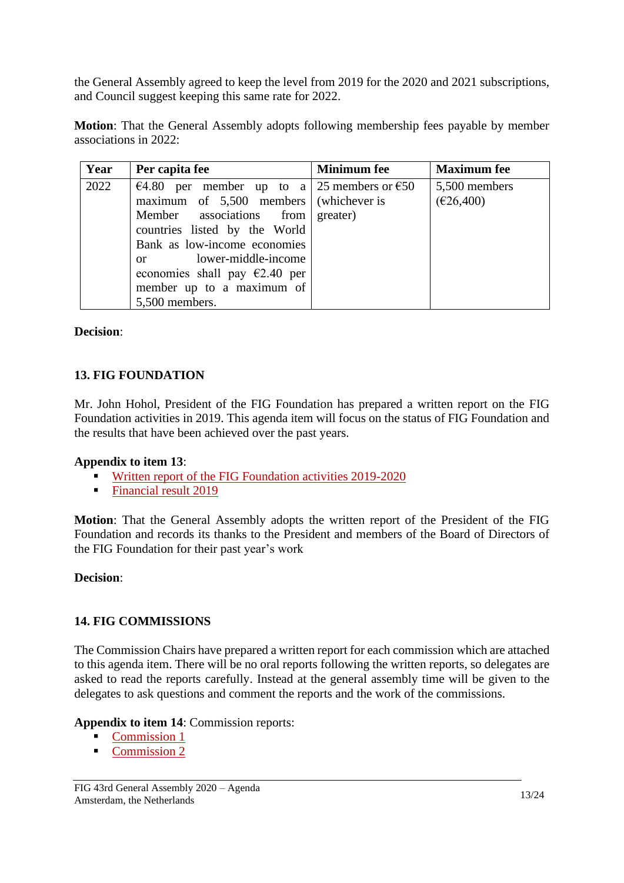the General Assembly agreed to keep the level from 2019 for the 2020 and 2021 subscriptions, and Council suggest keeping this same rate for 2022.

**Motion**: That the General Assembly adopts following membership fees payable by member associations in 2022:

| Year | Per capita fee | Minimum fee | Maximum fee |
|---|---|---|---|
| 2022 | €4.80 per member up to a maximum of 5,500 members Member associations from countries listed by the World Bank as low-income economies or lower-middle-income economies shall pay €2.40 per member up to a maximum of 5,500 members. | 25 members or €50 (whichever is greater) | 5,500 members (€26,400) |

**Decision**:

## 13. FIG FOUNDATION

Mr. John Hohol, President of the FIG Foundation has prepared a written report on the FIG Foundation activities in 2019. This agenda item will focus on the status of FIG Foundation and the results that have been achieved over the past years.

**Appendix to item 13**:
- Written report of the FIG Foundation activities 2019-2020
- Financial result 2019

**Motion**: That the General Assembly adopts the written report of the President of the FIG Foundation and records its thanks to the President and members of the Board of Directors of the FIG Foundation for their past year's work

**Decision**:

## 14. FIG COMMISSIONS

The Commission Chairs have prepared a written report for each commission which are attached to this agenda item. There will be no oral reports following the written reports, so delegates are asked to read the reports carefully. Instead at the general assembly time will be given to the delegates to ask questions and comment the reports and the work of the commissions.

**Appendix to item 14**: Commission reports:
- Commission 1
- Commission 2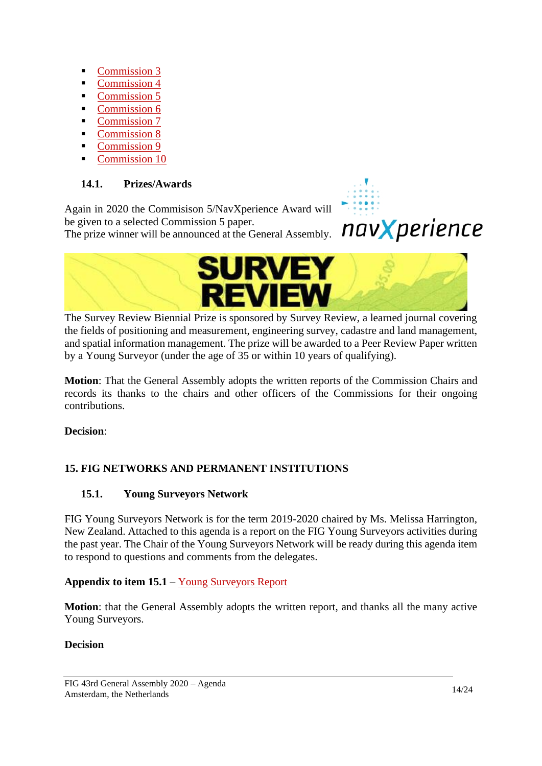- Commission 3
- Commission 4
- Commission 5
- Commission 6
- Commission 7
- Commission 8
- Commission 9
- Commission 10

### 14.1. Prizes/Awards

Again in 2020 the Commisison 5/NavXperience Award will be given to a selected Commission 5 paper.
The prize winner will be announced at the General Assembly.

The Survey Review Biennial Prize is sponsored by Survey Review, a learned journal covering the fields of positioning and measurement, engineering survey, cadastre and land management, and spatial information management. The prize will be awarded to a Peer Review Paper written by a Young Surveyor (under the age of 35 or within 10 years of qualifying).

**Motion**: That the General Assembly adopts the written reports of the Commission Chairs and records its thanks to the chairs and other officers of the Commissions for their ongoing contributions.

**Decision**:

## 15. FIG NETWORKS AND PERMANENT INSTITUTIONS

### 15.1. Young Surveyors Network

FIG Young Surveyors Network is for the term 2019-2020 chaired by Ms. Melissa Harrington, New Zealand. Attached to this agenda is a report on the FIG Young Surveyors activities during the past year. The Chair of the Young Surveyors Network will be ready during this agenda item to respond to questions and comments from the delegates.

**Appendix to item 15.1** – Young Surveyors Report

**Motion**: that the General Assembly adopts the written report, and thanks all the many active Young Surveyors.

**Decision**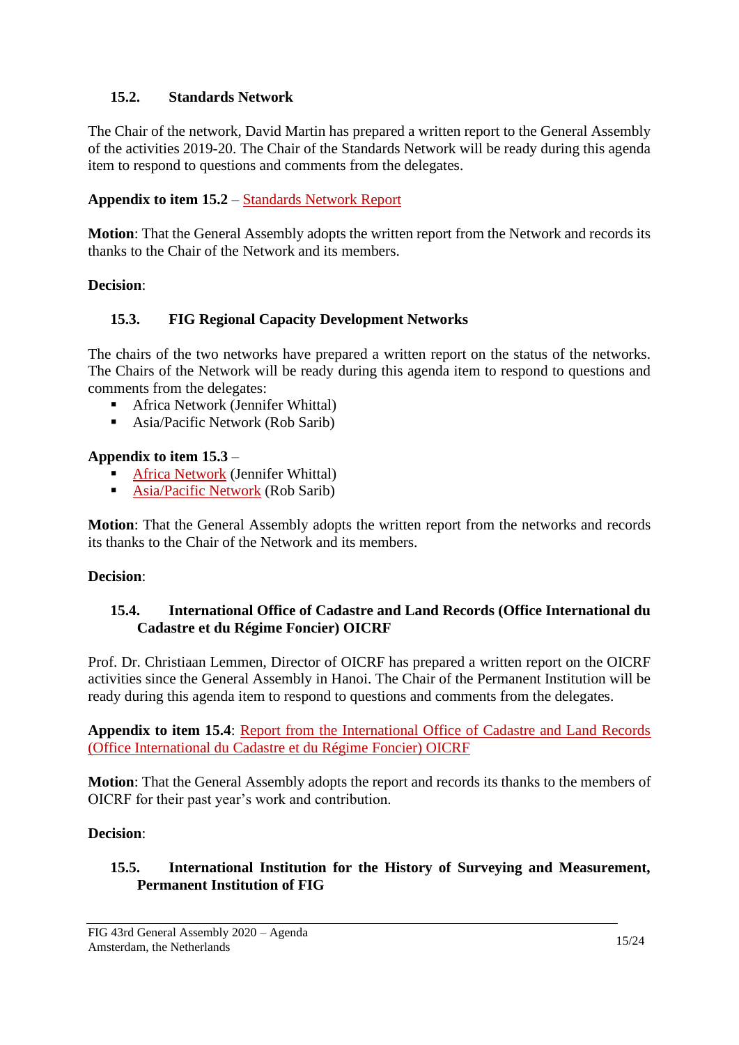### 15.2. Standards Network

The Chair of the network, David Martin has prepared a written report to the General Assembly of the activities 2019-20. The Chair of the Standards Network will be ready during this agenda item to respond to questions and comments from the delegates.

**Appendix to item 15.2** – Standards Network Report

**Motion**: That the General Assembly adopts the written report from the Network and records its thanks to the Chair of the Network and its members.

**Decision**:

### 15.3. FIG Regional Capacity Development Networks

The chairs of the two networks have prepared a written report on the status of the networks. The Chairs of the Network will be ready during this agenda item to respond to questions and comments from the delegates:

- Africa Network (Jennifer Whittal)
- Asia/Pacific Network (Rob Sarib)

**Appendix to item 15.3** –

- Africa Network (Jennifer Whittal)
- Asia/Pacific Network (Rob Sarib)

**Motion**: That the General Assembly adopts the written report from the networks and records its thanks to the Chair of the Network and its members.

**Decision**:

### 15.4. International Office of Cadastre and Land Records (Office International du Cadastre et du Régime Foncier) OICRF

Prof. Dr. Christiaan Lemmen, Director of OICRF has prepared a written report on the OICRF activities since the General Assembly in Hanoi. The Chair of the Permanent Institution will be ready during this agenda item to respond to questions and comments from the delegates.

**Appendix to item 15.4**: Report from the International Office of Cadastre and Land Records (Office International du Cadastre et du Régime Foncier) OICRF

**Motion**: That the General Assembly adopts the report and records its thanks to the members of OICRF for their past year's work and contribution.

**Decision**:

### 15.5. International Institution for the History of Surveying and Measurement, Permanent Institution of FIG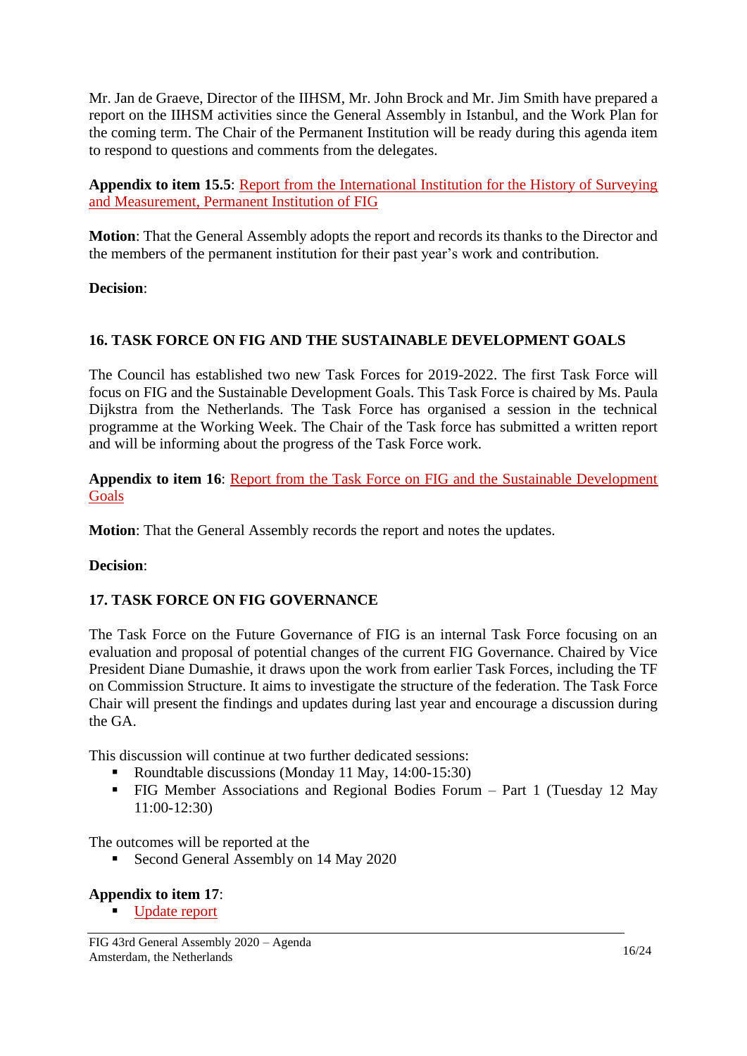Mr. Jan de Graeve, Director of the IIHSM, Mr. John Brock and Mr. Jim Smith have prepared a report on the IIHSM activities since the General Assembly in Istanbul, and the Work Plan for the coming term. The Chair of the Permanent Institution will be ready during this agenda item to respond to questions and comments from the delegates.

**Appendix to item 15.5**: Report from the International Institution for the History of Surveying and Measurement, Permanent Institution of FIG

**Motion**: That the General Assembly adopts the report and records its thanks to the Director and the members of the permanent institution for their past year's work and contribution.

**Decision**:

## 16. TASK FORCE ON FIG AND THE SUSTAINABLE DEVELOPMENT GOALS

The Council has established two new Task Forces for 2019-2022. The first Task Force will focus on FIG and the Sustainable Development Goals. This Task Force is chaired by Ms. Paula Dijkstra from the Netherlands. The Task Force has organised a session in the technical programme at the Working Week. The Chair of the Task force has submitted a written report and will be informing about the progress of the Task Force work.

**Appendix to item 16**: Report from the Task Force on FIG and the Sustainable Development Goals

**Motion**: That the General Assembly records the report and notes the updates.

**Decision**:

## 17. TASK FORCE ON FIG GOVERNANCE

The Task Force on the Future Governance of FIG is an internal Task Force focusing on an evaluation and proposal of potential changes of the current FIG Governance. Chaired by Vice President Diane Dumashie, it draws upon the work from earlier Task Forces, including the TF on Commission Structure. It aims to investigate the structure of the federation. The Task Force Chair will present the findings and updates during last year and encourage a discussion during the GA.

This discussion will continue at two further dedicated sessions:

- Roundtable discussions (Monday 11 May, 14:00-15:30)
- FIG Member Associations and Regional Bodies Forum – Part 1 (Tuesday 12 May 11:00-12:30)

The outcomes will be reported at the

- Second General Assembly on 14 May 2020

**Appendix to item 17**:

- Update report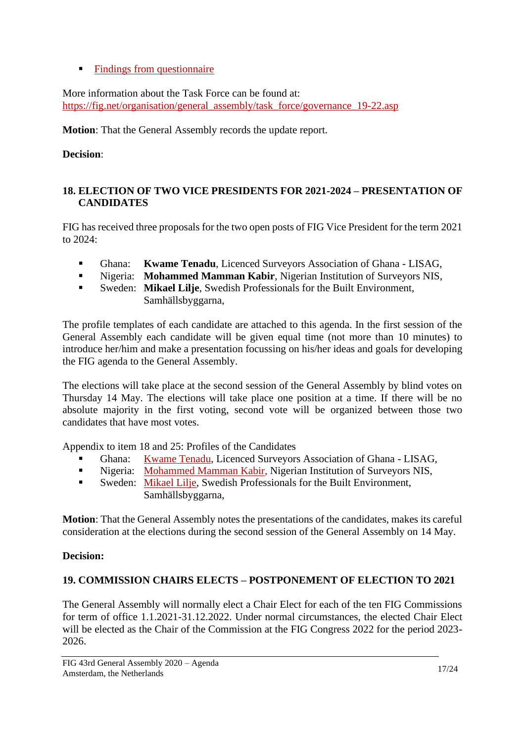- Findings from questionnaire

More information about the Task Force can be found at: https://fig.net/organisation/general_assembly/task_force/governance_19-22.asp

**Motion**: That the General Assembly records the update report.

**Decision**:

## 18. ELECTION OF TWO VICE PRESIDENTS FOR 2021-2024 – PRESENTATION OF CANDIDATES

FIG has received three proposals for the two open posts of FIG Vice President for the term 2021 to 2024:

- Ghana: **Kwame Tenadu**, Licenced Surveyors Association of Ghana - LISAG,
- Nigeria: **Mohammed Mamman Kabir**, Nigerian Institution of Surveyors NIS,
- Sweden: **Mikael Lilje**, Swedish Professionals for the Built Environment, Samhällsbyggarna,

The profile templates of each candidate are attached to this agenda. In the first session of the General Assembly each candidate will be given equal time (not more than 10 minutes) to introduce her/him and make a presentation focussing on his/her ideas and goals for developing the FIG agenda to the General Assembly.

The elections will take place at the second session of the General Assembly by blind votes on Thursday 14 May. The elections will take place one position at a time. If there will be no absolute majority in the first voting, second vote will be organized between those two candidates that have most votes.

Appendix to item 18 and 25: Profiles of the Candidates

- Ghana: Kwame Tenadu, Licenced Surveyors Association of Ghana - LISAG,
- Nigeria: Mohammed Mamman Kabir, Nigerian Institution of Surveyors NIS,
- Sweden: Mikael Lilje, Swedish Professionals for the Built Environment, Samhällsbyggarna,

**Motion**: That the General Assembly notes the presentations of the candidates, makes its careful consideration at the elections during the second session of the General Assembly on 14 May.

**Decision:**

## 19. COMMISSION CHAIRS ELECTS – POSTPONEMENT OF ELECTION TO 2021

The General Assembly will normally elect a Chair Elect for each of the ten FIG Commissions for term of office 1.1.2021-31.12.2022. Under normal circumstances, the elected Chair Elect will be elected as the Chair of the Commission at the FIG Congress 2022 for the period 2023-2026.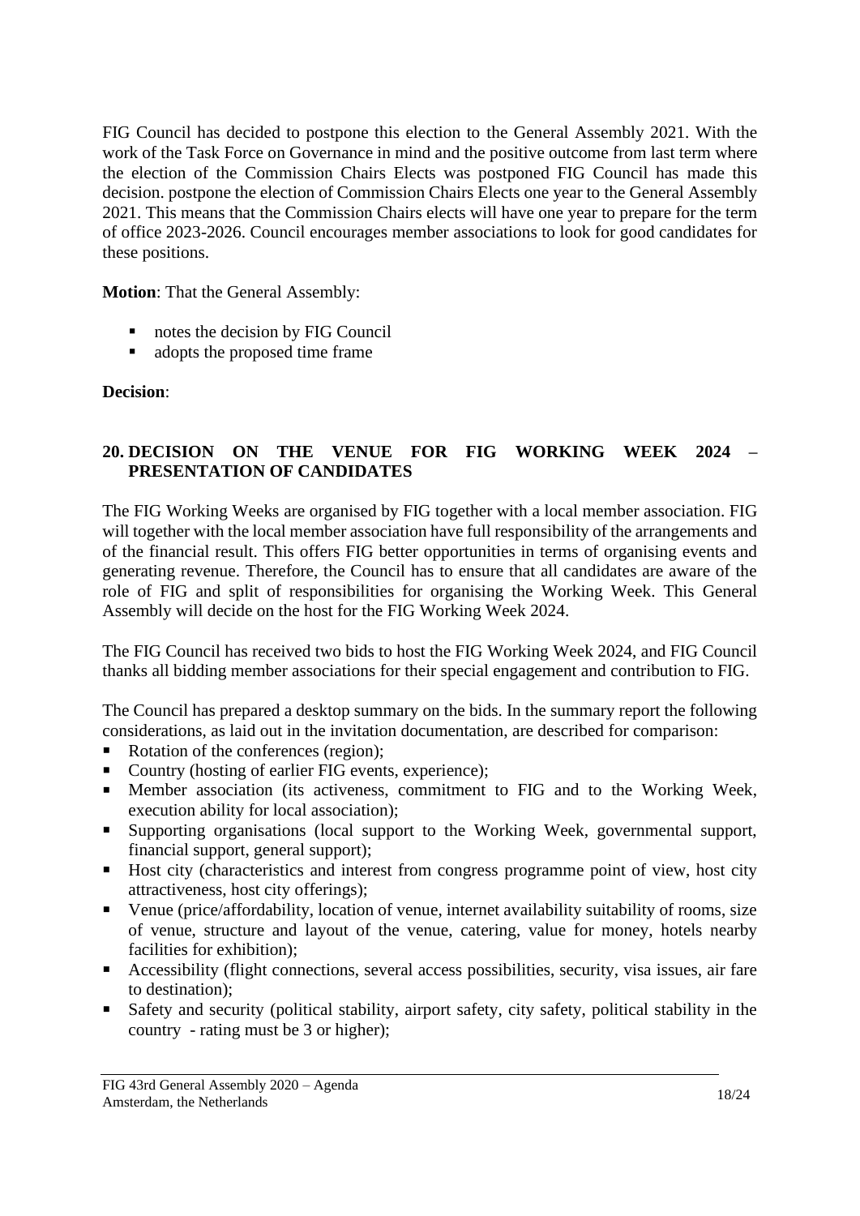FIG Council has decided to postpone this election to the General Assembly 2021. With the work of the Task Force on Governance in mind and the positive outcome from last term where the election of the Commission Chairs Elects was postponed FIG Council has made this decision. postpone the election of Commission Chairs Elects one year to the General Assembly 2021. This means that the Commission Chairs elects will have one year to prepare for the term of office 2023-2026. Council encourages member associations to look for good candidates for these positions.

**Motion**: That the General Assembly:

- notes the decision by FIG Council
- adopts the proposed time frame

**Decision**:

## 20. DECISION ON THE VENUE FOR FIG WORKING WEEK 2024 – PRESENTATION OF CANDIDATES

The FIG Working Weeks are organised by FIG together with a local member association. FIG will together with the local member association have full responsibility of the arrangements and of the financial result. This offers FIG better opportunities in terms of organising events and generating revenue. Therefore, the Council has to ensure that all candidates are aware of the role of FIG and split of responsibilities for organising the Working Week. This General Assembly will decide on the host for the FIG Working Week 2024.

The FIG Council has received two bids to host the FIG Working Week 2024, and FIG Council thanks all bidding member associations for their special engagement and contribution to FIG.

The Council has prepared a desktop summary on the bids. In the summary report the following considerations, as laid out in the invitation documentation, are described for comparison:

- Rotation of the conferences (region);
- Country (hosting of earlier FIG events, experience);
- Member association (its activeness, commitment to FIG and to the Working Week, execution ability for local association);
- Supporting organisations (local support to the Working Week, governmental support, financial support, general support);
- Host city (characteristics and interest from congress programme point of view, host city attractiveness, host city offerings);
- Venue (price/affordability, location of venue, internet availability suitability of rooms, size of venue, structure and layout of the venue, catering, value for money, hotels nearby facilities for exhibition);
- Accessibility (flight connections, several access possibilities, security, visa issues, air fare to destination);
- Safety and security (political stability, airport safety, city safety, political stability in the country - rating must be 3 or higher);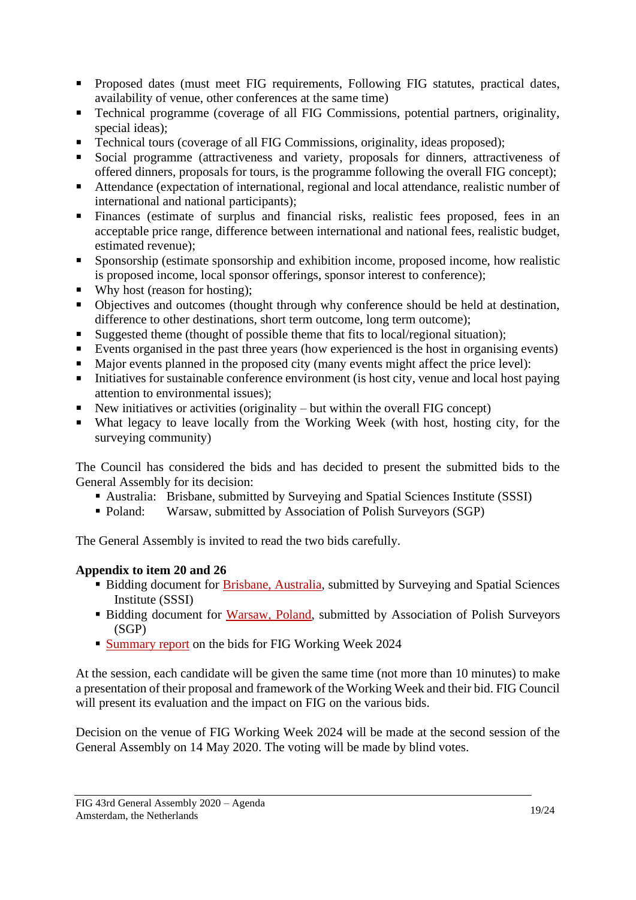- Proposed dates (must meet FIG requirements, Following FIG statutes, practical dates, availability of venue, other conferences at the same time)
- Technical programme (coverage of all FIG Commissions, potential partners, originality, special ideas);
- Technical tours (coverage of all FIG Commissions, originality, ideas proposed);
- Social programme (attractiveness and variety, proposals for dinners, attractiveness of offered dinners, proposals for tours, is the programme following the overall FIG concept);
- Attendance (expectation of international, regional and local attendance, realistic number of international and national participants);
- Finances (estimate of surplus and financial risks, realistic fees proposed, fees in an acceptable price range, difference between international and national fees, realistic budget, estimated revenue);
- Sponsorship (estimate sponsorship and exhibition income, proposed income, how realistic is proposed income, local sponsor offerings, sponsor interest to conference);
- Why host (reason for hosting);
- Objectives and outcomes (thought through why conference should be held at destination, difference to other destinations, short term outcome, long term outcome);
- Suggested theme (thought of possible theme that fits to local/regional situation);
- Events organised in the past three years (how experienced is the host in organising events)
- Major events planned in the proposed city (many events might affect the price level):
- Initiatives for sustainable conference environment (is host city, venue and local host paying attention to environmental issues);
- New initiatives or activities (originality – but within the overall FIG concept)
- What legacy to leave locally from the Working Week (with host, hosting city, for the surveying community)

The Council has considered the bids and has decided to present the submitted bids to the General Assembly for its decision:

- Australia: Brisbane, submitted by Surveying and Spatial Sciences Institute (SSSI)
- Poland: Warsaw, submitted by Association of Polish Surveyors (SGP)

The General Assembly is invited to read the two bids carefully.

**Appendix to item 20 and 26**

- Bidding document for Brisbane, Australia, submitted by Surveying and Spatial Sciences Institute (SSSI)
- Bidding document for Warsaw, Poland, submitted by Association of Polish Surveyors (SGP)
- Summary report on the bids for FIG Working Week 2024

At the session, each candidate will be given the same time (not more than 10 minutes) to make a presentation of their proposal and framework of the Working Week and their bid. FIG Council will present its evaluation and the impact on FIG on the various bids.

Decision on the venue of FIG Working Week 2024 will be made at the second session of the General Assembly on 14 May 2020. The voting will be made by blind votes.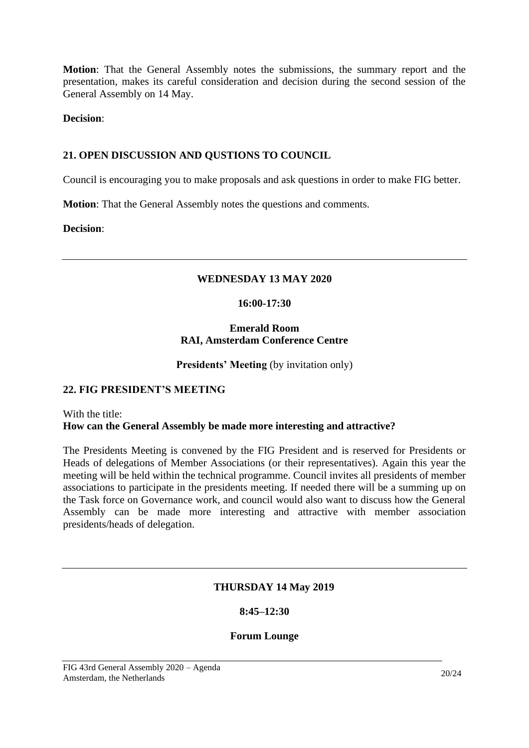**Motion**: That the General Assembly notes the submissions, the summary report and the presentation, makes its careful consideration and decision during the second session of the General Assembly on 14 May.

**Decision**:

## 21. OPEN DISCUSSION AND QUSTIONS TO COUNCIL

Council is encouraging you to make proposals and ask questions in order to make FIG better.

**Motion**: That the General Assembly notes the questions and comments.

**Decision**:

---

**WEDNESDAY 13 MAY 2020**

**16:00-17:30**

**Emerald Room**
**RAI, Amsterdam Conference Centre**

**Presidents' Meeting** (by invitation only)

## 22. FIG PRESIDENT'S MEETING

With the title:
**How can the General Assembly be made more interesting and attractive?**

The Presidents Meeting is convened by the FIG President and is reserved for Presidents or Heads of delegations of Member Associations (or their representatives). Again this year the meeting will be held within the technical programme. Council invites all presidents of member associations to participate in the presidents meeting. If needed there will be a summing up on the Task force on Governance work, and council would also want to discuss how the General Assembly can be made more interesting and attractive with member association presidents/heads of delegation.

---

**THURSDAY 14 May 2019**

**8:45–12:30**

**Forum Lounge**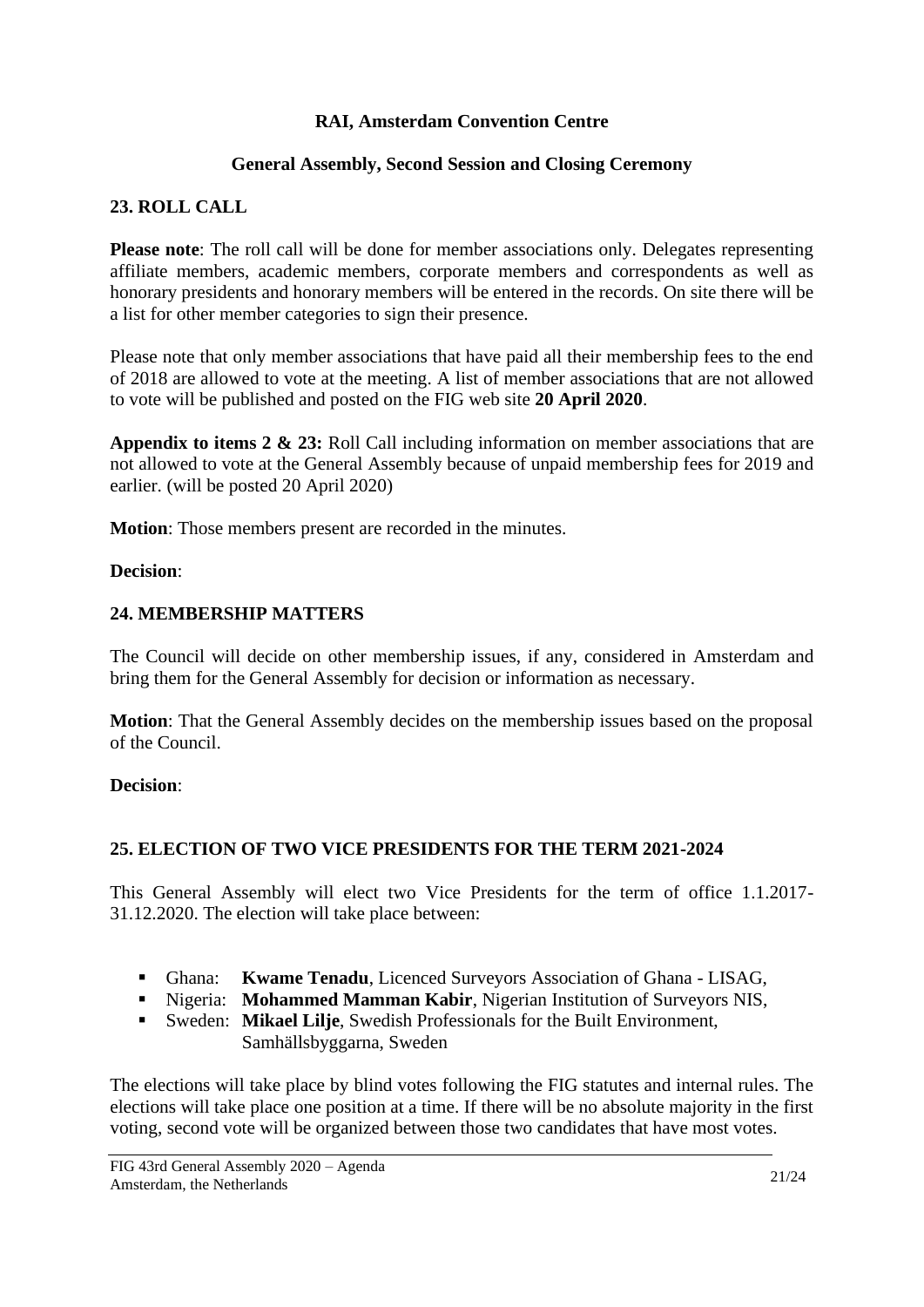**RAI, Amsterdam Convention Centre**

**General Assembly, Second Session and Closing Ceremony**

## 23. ROLL CALL

**Please note**: The roll call will be done for member associations only. Delegates representing affiliate members, academic members, corporate members and correspondents as well as honorary presidents and honorary members will be entered in the records. On site there will be a list for other member categories to sign their presence.

Please note that only member associations that have paid all their membership fees to the end of 2018 are allowed to vote at the meeting. A list of member associations that are not allowed to vote will be published and posted on the FIG web site **20 April 2020**.

**Appendix to items 2 & 23:** Roll Call including information on member associations that are not allowed to vote at the General Assembly because of unpaid membership fees for 2019 and earlier. (will be posted 20 April 2020)

**Motion**: Those members present are recorded in the minutes.

**Decision**:

## 24. MEMBERSHIP MATTERS

The Council will decide on other membership issues, if any, considered in Amsterdam and bring them for the General Assembly for decision or information as necessary.

**Motion**: That the General Assembly decides on the membership issues based on the proposal of the Council.

**Decision**:

## 25. ELECTION OF TWO VICE PRESIDENTS FOR THE TERM 2021-2024

This General Assembly will elect two Vice Presidents for the term of office 1.1.2017-31.12.2020. The election will take place between:

- Ghana: **Kwame Tenadu**, Licenced Surveyors Association of Ghana - LISAG,
- Nigeria: **Mohammed Mamman Kabir**, Nigerian Institution of Surveyors NIS,
- Sweden: **Mikael Lilje**, Swedish Professionals for the Built Environment, Samhällsbyggarna, Sweden

The elections will take place by blind votes following the FIG statutes and internal rules. The elections will take place one position at a time. If there will be no absolute majority in the first voting, second vote will be organized between those two candidates that have most votes.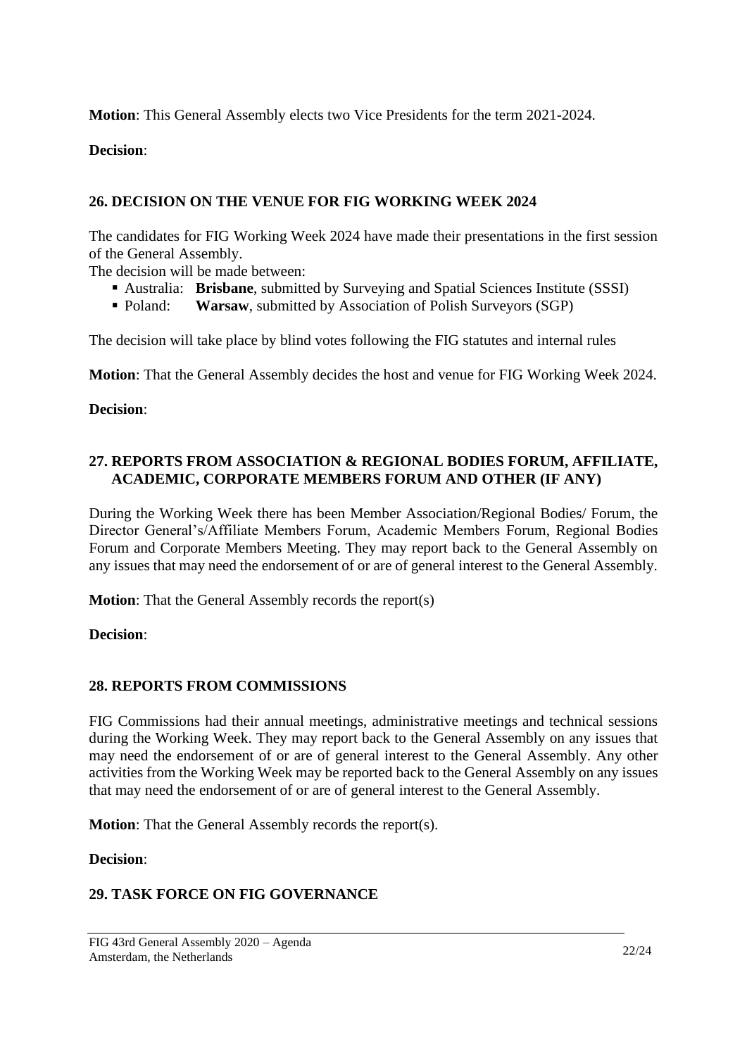**Motion**: This General Assembly elects two Vice Presidents for the term 2021-2024.

**Decision**:

## 26. DECISION ON THE VENUE FOR FIG WORKING WEEK 2024

The candidates for FIG Working Week 2024 have made their presentations in the first session of the General Assembly.

The decision will be made between:

- Australia: **Brisbane**, submitted by Surveying and Spatial Sciences Institute (SSSI)
- Poland: **Warsaw**, submitted by Association of Polish Surveyors (SGP)

The decision will take place by blind votes following the FIG statutes and internal rules

**Motion**: That the General Assembly decides the host and venue for FIG Working Week 2024.

**Decision**:

## 27. REPORTS FROM ASSOCIATION & REGIONAL BODIES FORUM, AFFILIATE, ACADEMIC, CORPORATE MEMBERS FORUM AND OTHER (IF ANY)

During the Working Week there has been Member Association/Regional Bodies/ Forum, the Director General's/Affiliate Members Forum, Academic Members Forum, Regional Bodies Forum and Corporate Members Meeting. They may report back to the General Assembly on any issues that may need the endorsement of or are of general interest to the General Assembly.

**Motion**: That the General Assembly records the report(s)

**Decision**:

## 28. REPORTS FROM COMMISSIONS

FIG Commissions had their annual meetings, administrative meetings and technical sessions during the Working Week. They may report back to the General Assembly on any issues that may need the endorsement of or are of general interest to the General Assembly. Any other activities from the Working Week may be reported back to the General Assembly on any issues that may need the endorsement of or are of general interest to the General Assembly.

**Motion**: That the General Assembly records the report(s).

**Decision**:

## 29. TASK FORCE ON FIG GOVERNANCE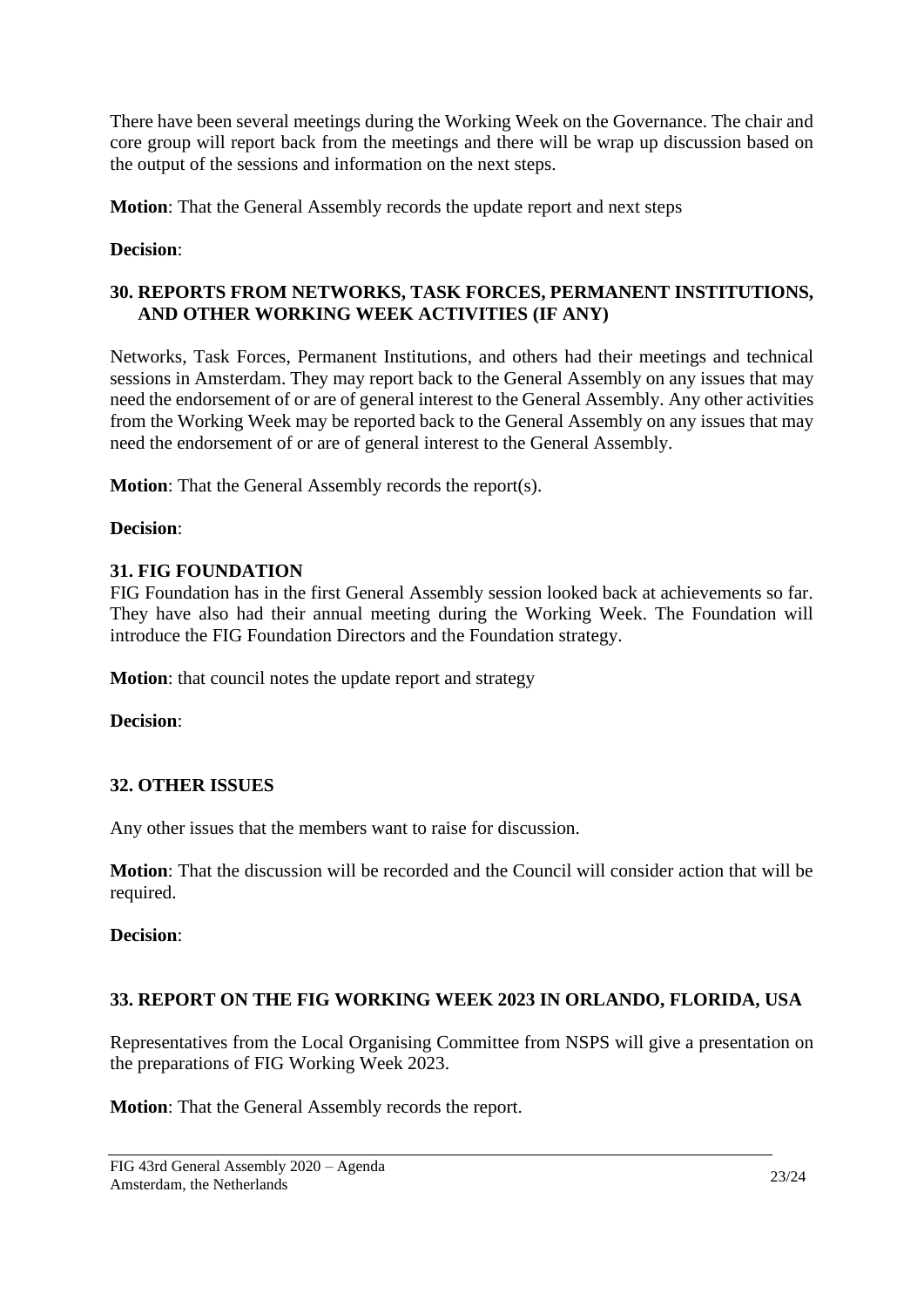There have been several meetings during the Working Week on the Governance. The chair and core group will report back from the meetings and there will be wrap up discussion based on the output of the sessions and information on the next steps.

**Motion**: That the General Assembly records the update report and next steps

**Decision**:

## 30. REPORTS FROM NETWORKS, TASK FORCES, PERMANENT INSTITUTIONS, AND OTHER WORKING WEEK ACTIVITIES (IF ANY)

Networks, Task Forces, Permanent Institutions, and others had their meetings and technical sessions in Amsterdam. They may report back to the General Assembly on any issues that may need the endorsement of or are of general interest to the General Assembly. Any other activities from the Working Week may be reported back to the General Assembly on any issues that may need the endorsement of or are of general interest to the General Assembly.

**Motion**: That the General Assembly records the report(s).

**Decision**:

## 31. FIG FOUNDATION

FIG Foundation has in the first General Assembly session looked back at achievements so far. They have also had their annual meeting during the Working Week. The Foundation will introduce the FIG Foundation Directors and the Foundation strategy.

**Motion**: that council notes the update report and strategy

**Decision**:

## 32. OTHER ISSUES

Any other issues that the members want to raise for discussion.

**Motion**: That the discussion will be recorded and the Council will consider action that will be required.

**Decision**:

## 33. REPORT ON THE FIG WORKING WEEK 2023 IN ORLANDO, FLORIDA, USA

Representatives from the Local Organising Committee from NSPS will give a presentation on the preparations of FIG Working Week 2023.

**Motion**: That the General Assembly records the report.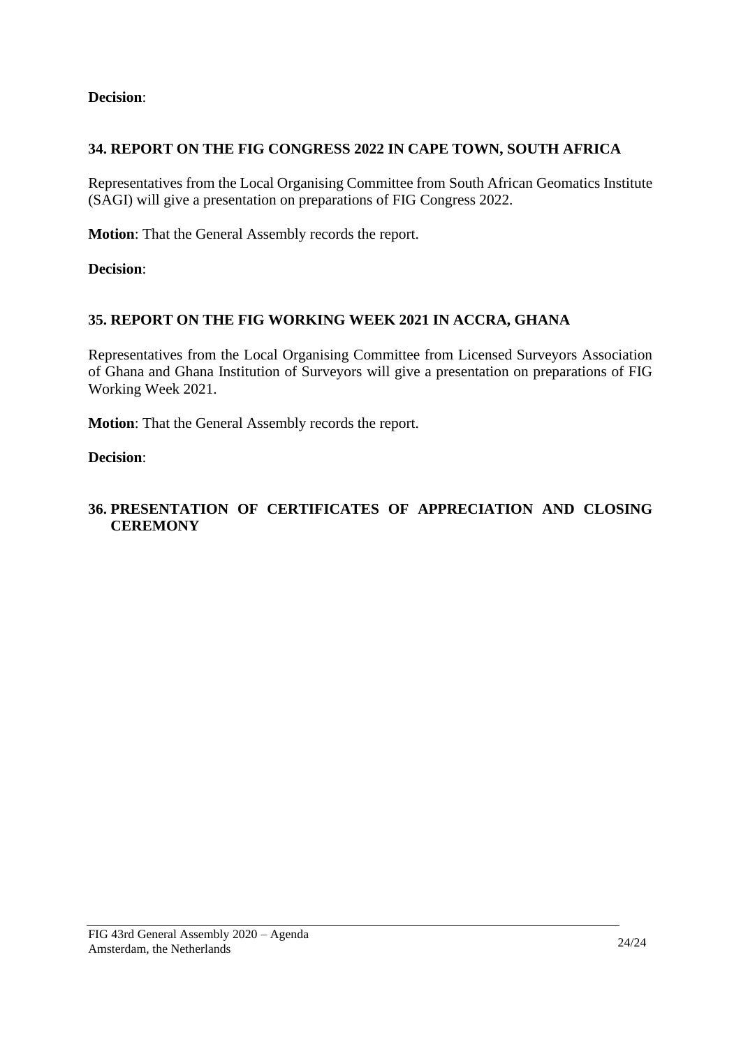**Decision**:

## 34. REPORT ON THE FIG CONGRESS 2022 IN CAPE TOWN, SOUTH AFRICA

Representatives from the Local Organising Committee from South African Geomatics Institute (SAGI) will give a presentation on preparations of FIG Congress 2022.

**Motion**: That the General Assembly records the report.

**Decision**:

## 35. REPORT ON THE FIG WORKING WEEK 2021 IN ACCRA, GHANA

Representatives from the Local Organising Committee from Licensed Surveyors Association of Ghana and Ghana Institution of Surveyors will give a presentation on preparations of FIG Working Week 2021.

**Motion**: That the General Assembly records the report.

**Decision**:

## 36. PRESENTATION OF CERTIFICATES OF APPRECIATION AND CLOSING CEREMONY